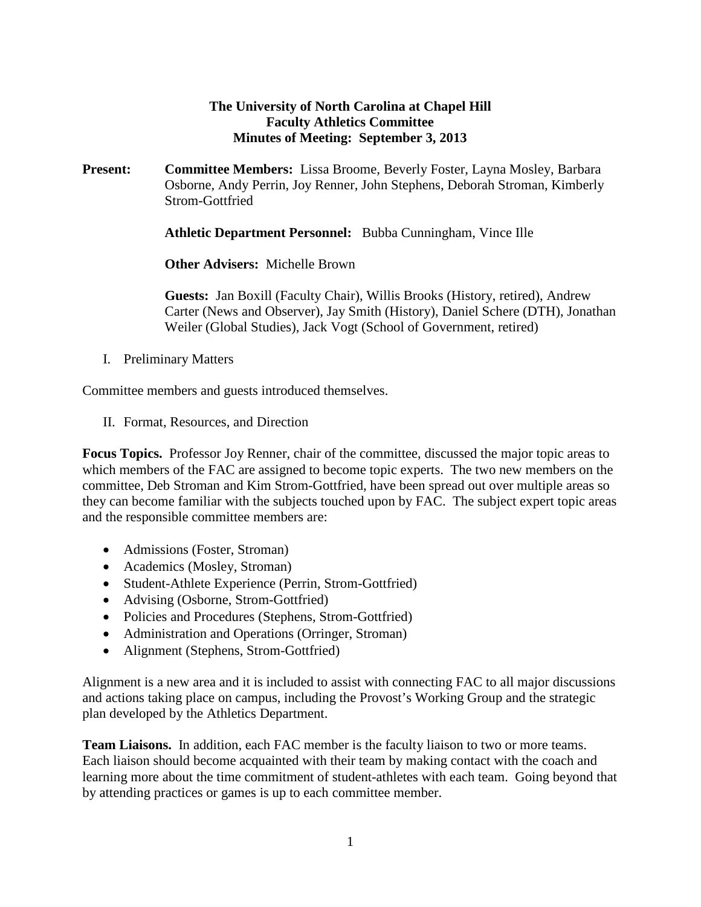# The University of North Carolina at Chapel Hill
## Faculty Athletics Committee
## Minutes of Meeting: September 3, 2013

**Present:** **Committee Members:** Lissa Broome, Beverly Foster, Layna Mosley, Barbara Osborne, Andy Perrin, Joy Renner, John Stephens, Deborah Stroman, Kimberly Strom-Gottfried

**Athletic Department Personnel:** Bubba Cunningham, Vince Ille

**Other Advisers:** Michelle Brown

**Guests:** Jan Boxill (Faculty Chair), Willis Brooks (History, retired), Andrew Carter (News and Observer), Jay Smith (History), Daniel Schere (DTH), Jonathan Weiler (Global Studies), Jack Vogt (School of Government, retired)

I. Preliminary Matters

Committee members and guests introduced themselves.

II. Format, Resources, and Direction

**Focus Topics.** Professor Joy Renner, chair of the committee, discussed the major topic areas to which members of the FAC are assigned to become topic experts. The two new members on the committee, Deb Stroman and Kim Strom-Gottfried, have been spread out over multiple areas so they can become familiar with the subjects touched upon by FAC. The subject expert topic areas and the responsible committee members are:

- Admissions (Foster, Stroman)
- Academics (Mosley, Stroman)
- Student-Athlete Experience (Perrin, Strom-Gottfried)
- Advising (Osborne, Strom-Gottfried)
- Policies and Procedures (Stephens, Strom-Gottfried)
- Administration and Operations (Orringer, Stroman)
- Alignment (Stephens, Strom-Gottfried)

Alignment is a new area and it is included to assist with connecting FAC to all major discussions and actions taking place on campus, including the Provost's Working Group and the strategic plan developed by the Athletics Department.

**Team Liaisons.** In addition, each FAC member is the faculty liaison to two or more teams. Each liaison should become acquainted with their team by making contact with the coach and learning more about the time commitment of student-athletes with each team. Going beyond that by attending practices or games is up to each committee member.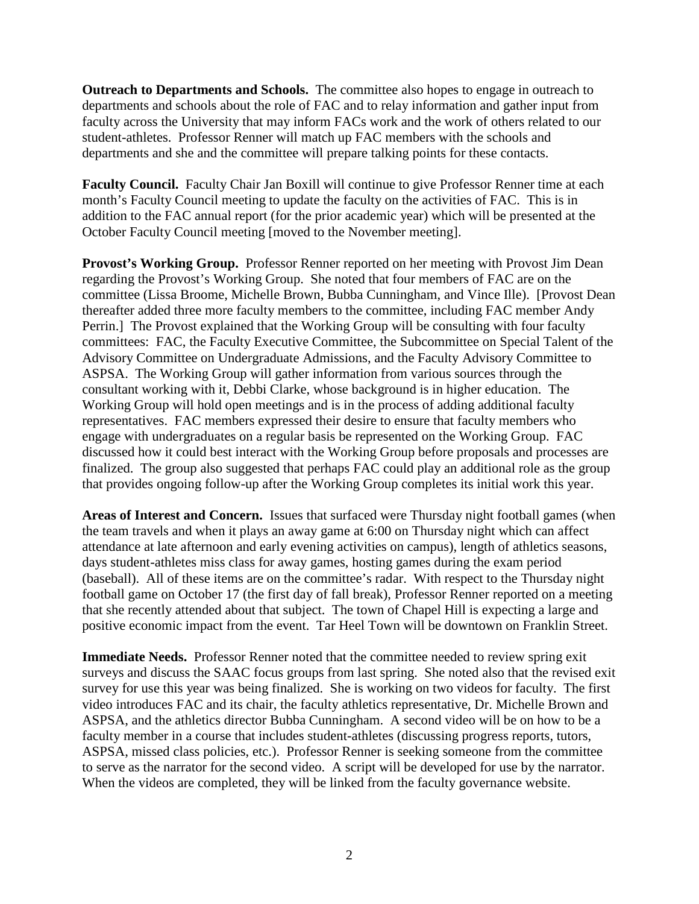**Outreach to Departments and Schools.** The committee also hopes to engage in outreach to departments and schools about the role of FAC and to relay information and gather input from faculty across the University that may inform FACs work and the work of others related to our student-athletes. Professor Renner will match up FAC members with the schools and departments and she and the committee will prepare talking points for these contacts.

**Faculty Council.** Faculty Chair Jan Boxill will continue to give Professor Renner time at each month's Faculty Council meeting to update the faculty on the activities of FAC. This is in addition to the FAC annual report (for the prior academic year) which will be presented at the October Faculty Council meeting [moved to the November meeting].

**Provost's Working Group.** Professor Renner reported on her meeting with Provost Jim Dean regarding the Provost's Working Group. She noted that four members of FAC are on the committee (Lissa Broome, Michelle Brown, Bubba Cunningham, and Vince Ille). [Provost Dean thereafter added three more faculty members to the committee, including FAC member Andy Perrin.] The Provost explained that the Working Group will be consulting with four faculty committees: FAC, the Faculty Executive Committee, the Subcommittee on Special Talent of the Advisory Committee on Undergraduate Admissions, and the Faculty Advisory Committee to ASPSA. The Working Group will gather information from various sources through the consultant working with it, Debbi Clarke, whose background is in higher education. The Working Group will hold open meetings and is in the process of adding additional faculty representatives. FAC members expressed their desire to ensure that faculty members who engage with undergraduates on a regular basis be represented on the Working Group. FAC discussed how it could best interact with the Working Group before proposals and processes are finalized. The group also suggested that perhaps FAC could play an additional role as the group that provides ongoing follow-up after the Working Group completes its initial work this year.

**Areas of Interest and Concern.** Issues that surfaced were Thursday night football games (when the team travels and when it plays an away game at 6:00 on Thursday night which can affect attendance at late afternoon and early evening activities on campus), length of athletics seasons, days student-athletes miss class for away games, hosting games during the exam period (baseball). All of these items are on the committee's radar. With respect to the Thursday night football game on October 17 (the first day of fall break), Professor Renner reported on a meeting that she recently attended about that subject. The town of Chapel Hill is expecting a large and positive economic impact from the event. Tar Heel Town will be downtown on Franklin Street.

**Immediate Needs.** Professor Renner noted that the committee needed to review spring exit surveys and discuss the SAAC focus groups from last spring. She noted also that the revised exit survey for use this year was being finalized. She is working on two videos for faculty. The first video introduces FAC and its chair, the faculty athletics representative, Dr. Michelle Brown and ASPSA, and the athletics director Bubba Cunningham. A second video will be on how to be a faculty member in a course that includes student-athletes (discussing progress reports, tutors, ASPSA, missed class policies, etc.). Professor Renner is seeking someone from the committee to serve as the narrator for the second video. A script will be developed for use by the narrator. When the videos are completed, they will be linked from the faculty governance website.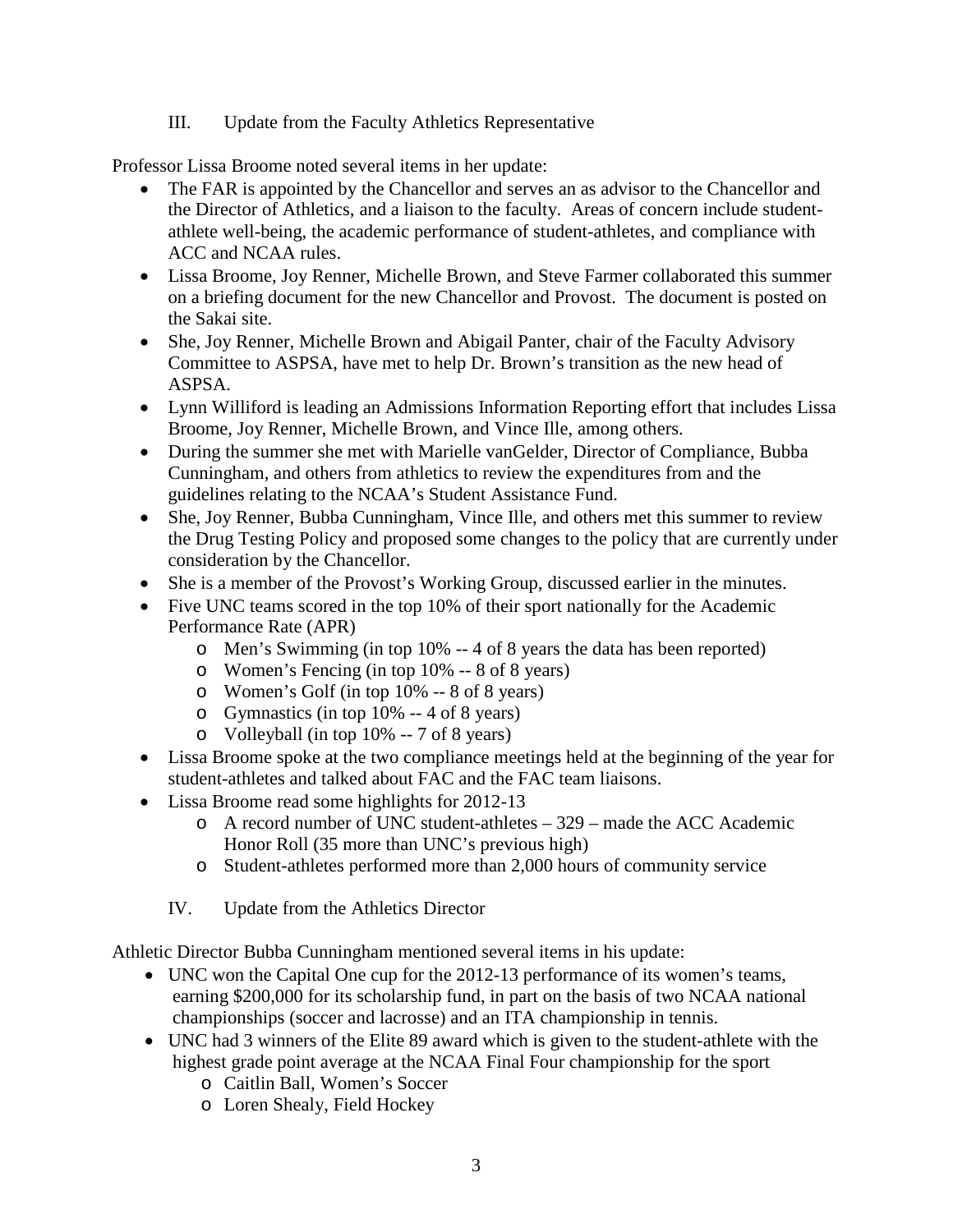## III. Update from the Faculty Athletics Representative

Professor Lissa Broome noted several items in her update:

- The FAR is appointed by the Chancellor and serves an as advisor to the Chancellor and the Director of Athletics, and a liaison to the faculty. Areas of concern include student-athlete well-being, the academic performance of student-athletes, and compliance with ACC and NCAA rules.
- Lissa Broome, Joy Renner, Michelle Brown, and Steve Farmer collaborated this summer on a briefing document for the new Chancellor and Provost. The document is posted on the Sakai site.
- She, Joy Renner, Michelle Brown and Abigail Panter, chair of the Faculty Advisory Committee to ASPSA, have met to help Dr. Brown's transition as the new head of ASPSA.
- Lynn Williford is leading an Admissions Information Reporting effort that includes Lissa Broome, Joy Renner, Michelle Brown, and Vince Ille, among others.
- During the summer she met with Marielle vanGelder, Director of Compliance, Bubba Cunningham, and others from athletics to review the expenditures from and the guidelines relating to the NCAA's Student Assistance Fund.
- She, Joy Renner, Bubba Cunningham, Vince Ille, and others met this summer to review the Drug Testing Policy and proposed some changes to the policy that are currently under consideration by the Chancellor.
- She is a member of the Provost's Working Group, discussed earlier in the minutes.
- Five UNC teams scored in the top 10% of their sport nationally for the Academic Performance Rate (APR)
  - Men's Swimming (in top 10% -- 4 of 8 years the data has been reported)
  - Women's Fencing (in top 10% -- 8 of 8 years)
  - Women's Golf (in top 10% -- 8 of 8 years)
  - Gymnastics (in top 10% -- 4 of 8 years)
  - Volleyball (in top 10% -- 7 of 8 years)
- Lissa Broome spoke at the two compliance meetings held at the beginning of the year for student-athletes and talked about FAC and the FAC team liaisons.
- Lissa Broome read some highlights for 2012-13
  - A record number of UNC student-athletes – 329 – made the ACC Academic Honor Roll (35 more than UNC's previous high)
  - Student-athletes performed more than 2,000 hours of community service

## IV. Update from the Athletics Director

Athletic Director Bubba Cunningham mentioned several items in his update:

- UNC won the Capital One cup for the 2012-13 performance of its women's teams, earning $200,000 for its scholarship fund, in part on the basis of two NCAA national championships (soccer and lacrosse) and an ITA championship in tennis.
- UNC had 3 winners of the Elite 89 award which is given to the student-athlete with the highest grade point average at the NCAA Final Four championship for the sport
  - Caitlin Ball, Women's Soccer
  - Loren Shealy, Field Hockey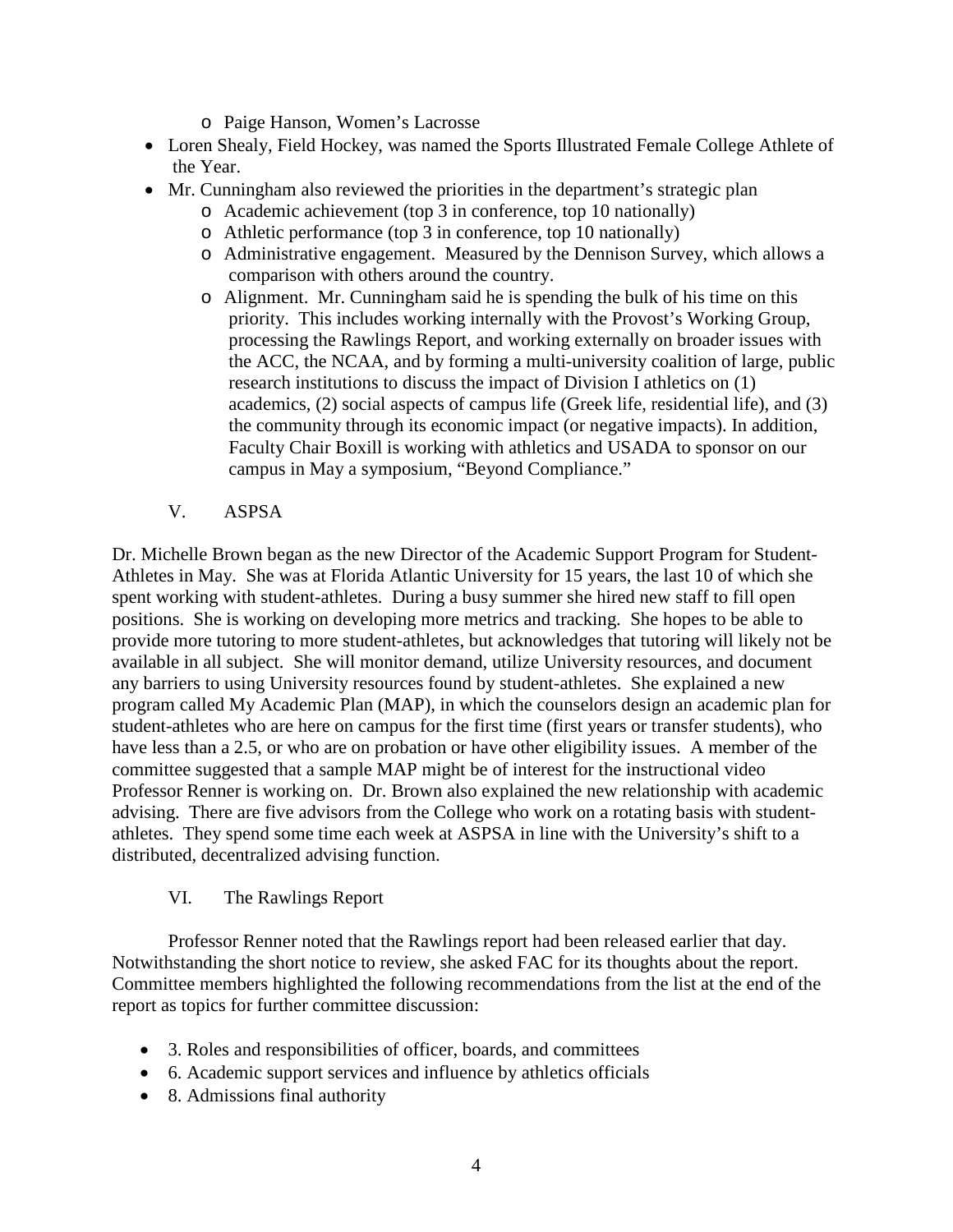- Paige Hanson, Women's Lacrosse
- Loren Shealy, Field Hockey, was named the Sports Illustrated Female College Athlete of the Year.
- Mr. Cunningham also reviewed the priorities in the department's strategic plan
    - Academic achievement (top 3 in conference, top 10 nationally)
    - Athletic performance (top 3 in conference, top 10 nationally)
    - Administrative engagement. Measured by the Dennison Survey, which allows a comparison with others around the country.
    - Alignment. Mr. Cunningham said he is spending the bulk of his time on this priority. This includes working internally with the Provost's Working Group, processing the Rawlings Report, and working externally on broader issues with the ACC, the NCAA, and by forming a multi-university coalition of large, public research institutions to discuss the impact of Division I athletics on (1) academics, (2) social aspects of campus life (Greek life, residential life), and (3) the community through its economic impact (or negative impacts). In addition, Faculty Chair Boxill is working with athletics and USADA to sponsor on our campus in May a symposium, "Beyond Compliance."

## V. ASPSA

Dr. Michelle Brown began as the new Director of the Academic Support Program for Student-Athletes in May. She was at Florida Atlantic University for 15 years, the last 10 of which she spent working with student-athletes. During a busy summer she hired new staff to fill open positions. She is working on developing more metrics and tracking. She hopes to be able to provide more tutoring to more student-athletes, but acknowledges that tutoring will likely not be available in all subject. She will monitor demand, utilize University resources, and document any barriers to using University resources found by student-athletes. She explained a new program called My Academic Plan (MAP), in which the counselors design an academic plan for student-athletes who are here on campus for the first time (first years or transfer students), who have less than a 2.5, or who are on probation or have other eligibility issues. A member of the committee suggested that a sample MAP might be of interest for the instructional video Professor Renner is working on. Dr. Brown also explained the new relationship with academic advising. There are five advisors from the College who work on a rotating basis with student-athletes. They spend some time each week at ASPSA in line with the University's shift to a distributed, decentralized advising function.

## VI. The Rawlings Report

Professor Renner noted that the Rawlings report had been released earlier that day. Notwithstanding the short notice to review, she asked FAC for its thoughts about the report. Committee members highlighted the following recommendations from the list at the end of the report as topics for further committee discussion:

- 3. Roles and responsibilities of officer, boards, and committees
- 6. Academic support services and influence by athletics officials
- 8. Admissions final authority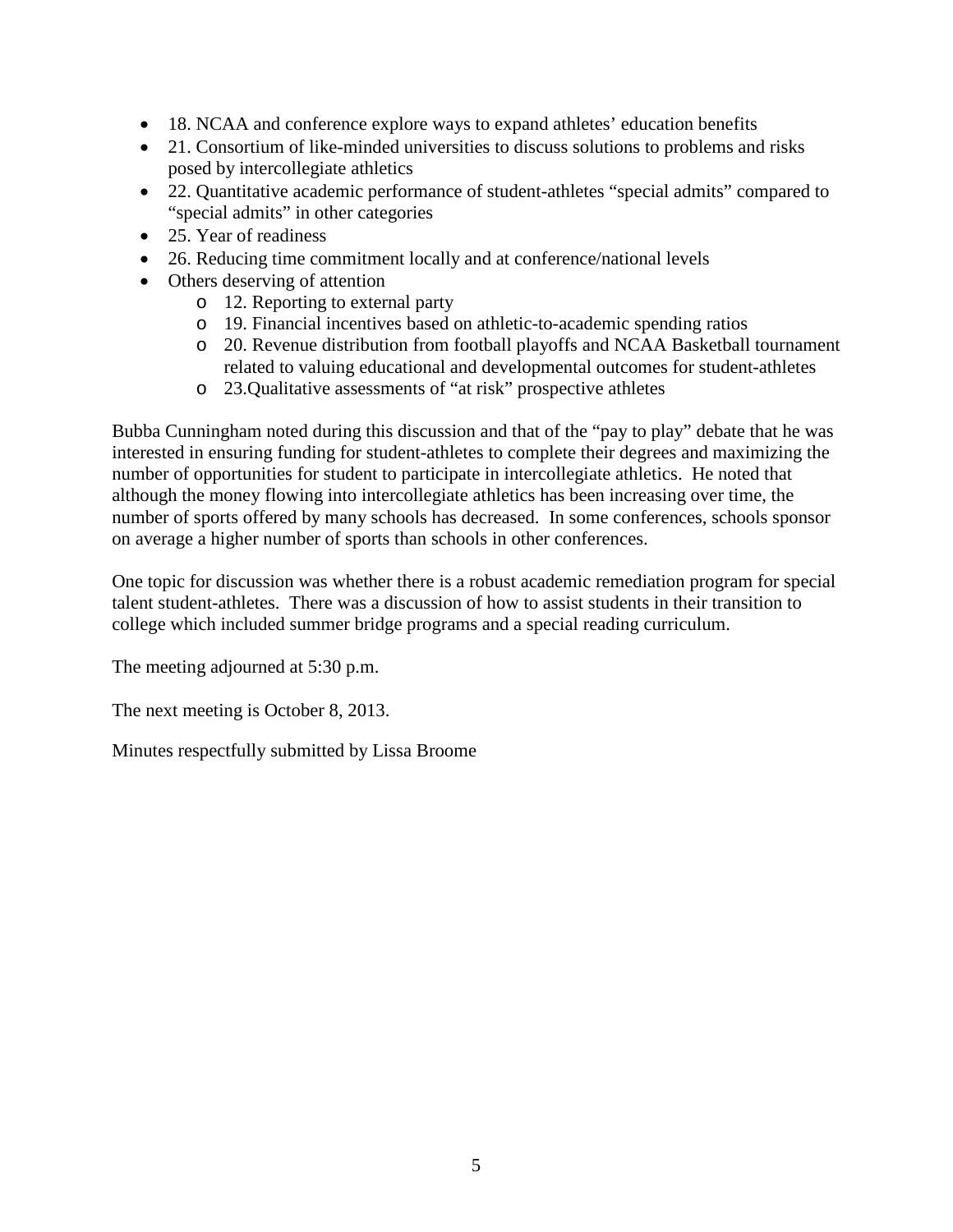- 18. NCAA and conference explore ways to expand athletes' education benefits
- 21. Consortium of like-minded universities to discuss solutions to problems and risks posed by intercollegiate athletics
- 22. Quantitative academic performance of student-athletes "special admits" compared to "special admits" in other categories
- 25. Year of readiness
- 26. Reducing time commitment locally and at conference/national levels
- Others deserving of attention
    - 12. Reporting to external party
    - 19. Financial incentives based on athletic-to-academic spending ratios
    - 20. Revenue distribution from football playoffs and NCAA Basketball tournament related to valuing educational and developmental outcomes for student-athletes
    - 23.Qualitative assessments of "at risk" prospective athletes

Bubba Cunningham noted during this discussion and that of the "pay to play" debate that he was interested in ensuring funding for student-athletes to complete their degrees and maximizing the number of opportunities for student to participate in intercollegiate athletics. He noted that although the money flowing into intercollegiate athletics has been increasing over time, the number of sports offered by many schools has decreased. In some conferences, schools sponsor on average a higher number of sports than schools in other conferences.

One topic for discussion was whether there is a robust academic remediation program for special talent student-athletes. There was a discussion of how to assist students in their transition to college which included summer bridge programs and a special reading curriculum.

The meeting adjourned at 5:30 p.m.

The next meeting is October 8, 2013.

Minutes respectfully submitted by Lissa Broome